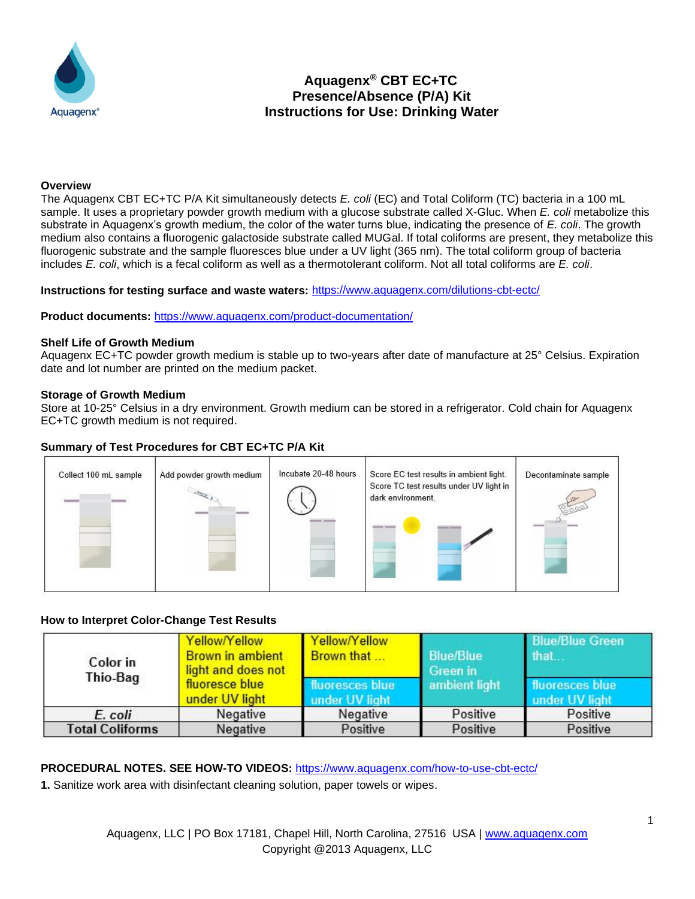# Aquagenx® CBT EC+TC Presence/Absence (P/A) Kit Instructions for Use: Drinking Water

### Overview

The Aquagenx CBT EC+TC P/A Kit simultaneously detects *E. coli* (EC) and Total Coliform (TC) bacteria in a 100 mL sample. It uses a proprietary powder growth medium with a glucose substrate called X-Gluc. When *E. coli* metabolize this substrate in Aquagenx's growth medium, the color of the water turns blue, indicating the presence of *E. coli*. The growth medium also contains a fluorogenic galactoside substrate called MUGal. If total coliforms are present, they metabolize this fluorogenic substrate and the sample fluoresces blue under a UV light (365 nm). The total coliform group of bacteria includes *E. coli*, which is a fecal coliform as well as a thermotolerant coliform. Not all total coliforms are *E. coli*.

**Instructions for testing surface and waste waters:** https://www.aquagenx.com/dilutions-cbt-ectc/

**Product documents:** https://www.aquagenx.com/product-documentation/

### Shelf Life of Growth Medium

Aquagenx EC+TC powder growth medium is stable up to two-years after date of manufacture at 25° Celsius. Expiration date and lot number are printed on the medium packet.

### Storage of Growth Medium

Store at 10-25° Celsius in a dry environment. Growth medium can be stored in a refrigerator. Cold chain for Aquagenx EC+TC growth medium is not required.

### Summary of Test Procedures for CBT EC+TC P/A Kit

| Collect 100 mL sample | Add powder growth medium | Incubate 20-48 hours | Score EC test results in ambient light. Score TC test results under UV light in dark environment. | Decontaminate sample |
|---|---|---|---|---|

### How to Interpret Color-Change Test Results

| Color in Thio-Bag | Yellow/Yellow Brown in ambient light and does not fluoresce blue under UV light | Yellow/Yellow Brown that … fluoresces blue under UV light | Blue/Blue Green in ambient light | Blue/Blue Green that… fluoresces blue under UV light |
|---|---|---|---|---|
| *E. coli* | Negative | Negative | Positive | Positive |
| Total Coliforms | Negative | Positive | Positive | Positive |

**PROCEDURAL NOTES. SEE HOW-TO VIDEOS:** https://www.aquagenx.com/how-to-use-cbt-ectc/

**1.** Sanitize work area with disinfectant cleaning solution, paper towels or wipes.

Aquagenx, LLC | PO Box 17181, Chapel Hill, North Carolina, 27516 USA | www.aquagenx.com
Copyright @2013 Aquagenx, LLC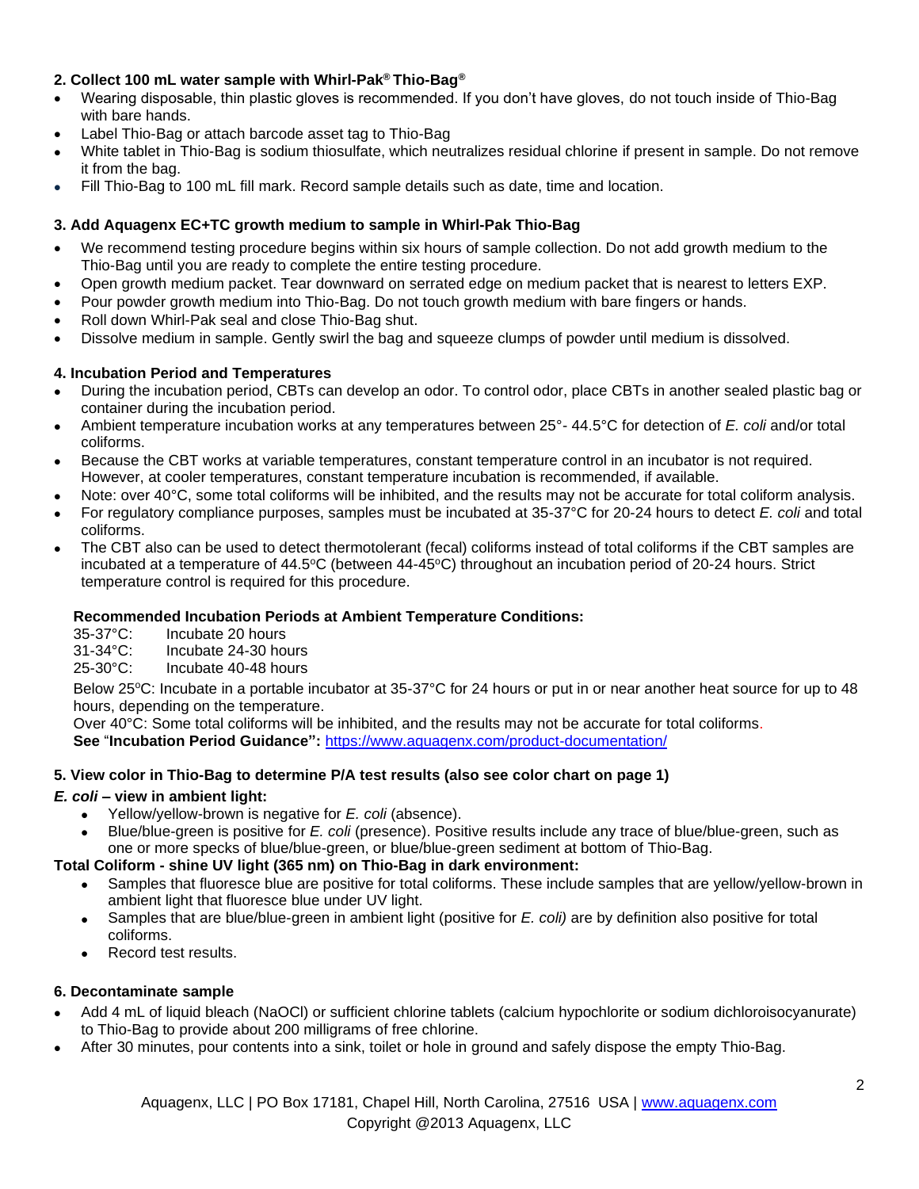## 2. Collect 100 mL water sample with Whirl-Pak® Thio-Bag®

- Wearing disposable, thin plastic gloves is recommended. If you don't have gloves, do not touch inside of Thio-Bag with bare hands.
- Label Thio-Bag or attach barcode asset tag to Thio-Bag
- White tablet in Thio-Bag is sodium thiosulfate, which neutralizes residual chlorine if present in sample. Do not remove it from the bag.
- Fill Thio-Bag to 100 mL fill mark. Record sample details such as date, time and location.

## 3. Add Aquagenx EC+TC growth medium to sample in Whirl-Pak Thio-Bag

- We recommend testing procedure begins within six hours of sample collection. Do not add growth medium to the Thio-Bag until you are ready to complete the entire testing procedure.
- Open growth medium packet. Tear downward on serrated edge on medium packet that is nearest to letters EXP.
- Pour powder growth medium into Thio-Bag. Do not touch growth medium with bare fingers or hands.
- Roll down Whirl-Pak seal and close Thio-Bag shut.
- Dissolve medium in sample. Gently swirl the bag and squeeze clumps of powder until medium is dissolved.

## 4. Incubation Period and Temperatures

- During the incubation period, CBTs can develop an odor. To control odor, place CBTs in another sealed plastic bag or container during the incubation period.
- Ambient temperature incubation works at any temperatures between 25°- 44.5°C for detection of *E. coli* and/or total coliforms.
- Because the CBT works at variable temperatures, constant temperature control in an incubator is not required. However, at cooler temperatures, constant temperature incubation is recommended, if available.
- Note: over 40°C, some total coliforms will be inhibited, and the results may not be accurate for total coliform analysis.
- For regulatory compliance purposes, samples must be incubated at 35-37°C for 20-24 hours to detect *E. coli* and total coliforms.
- The CBT also can be used to detect thermotolerant (fecal) coliforms instead of total coliforms if the CBT samples are incubated at a temperature of 44.5°C (between 44-45°C) throughout an incubation period of 20-24 hours. Strict temperature control is required for this procedure.

**Recommended Incubation Periods at Ambient Temperature Conditions:**

35-37°C: Incubate 20 hours
31-34°C: Incubate 24-30 hours
25-30°C: Incubate 40-48 hours

Below 25°C: Incubate in a portable incubator at 35-37°C for 24 hours or put in or near another heat source for up to 48 hours, depending on the temperature.

Over 40°C: Some total coliforms will be inhibited, and the results may not be accurate for total coliforms.

**See "Incubation Period Guidance":** https://www.aquagenx.com/product-documentation/

## 5. View color in Thio-Bag to determine P/A test results (also see color chart on page 1)

***E. coli* – view in ambient light:**

- Yellow/yellow-brown is negative for *E. coli* (absence).
- Blue/blue-green is positive for *E. coli* (presence). Positive results include any trace of blue/blue-green, such as one or more specks of blue/blue-green, or blue/blue-green sediment at bottom of Thio-Bag.

**Total Coliform - shine UV light (365 nm) on Thio-Bag in dark environment:**

- Samples that fluoresce blue are positive for total coliforms. These include samples that are yellow/yellow-brown in ambient light that fluoresce blue under UV light.
- Samples that are blue/blue-green in ambient light (positive for *E. coli)* are by definition also positive for total coliforms.
- Record test results.

## 6. Decontaminate sample

- Add 4 mL of liquid bleach (NaOCl) or sufficient chlorine tablets (calcium hypochlorite or sodium dichloroisocyanurate) to Thio-Bag to provide about 200 milligrams of free chlorine.
- After 30 minutes, pour contents into a sink, toilet or hole in ground and safely dispose the empty Thio-Bag.

Aquagenx, LLC | PO Box 17181, Chapel Hill, North Carolina, 27516 USA | www.aquagenx.com
Copyright @2013 Aquagenx, LLC